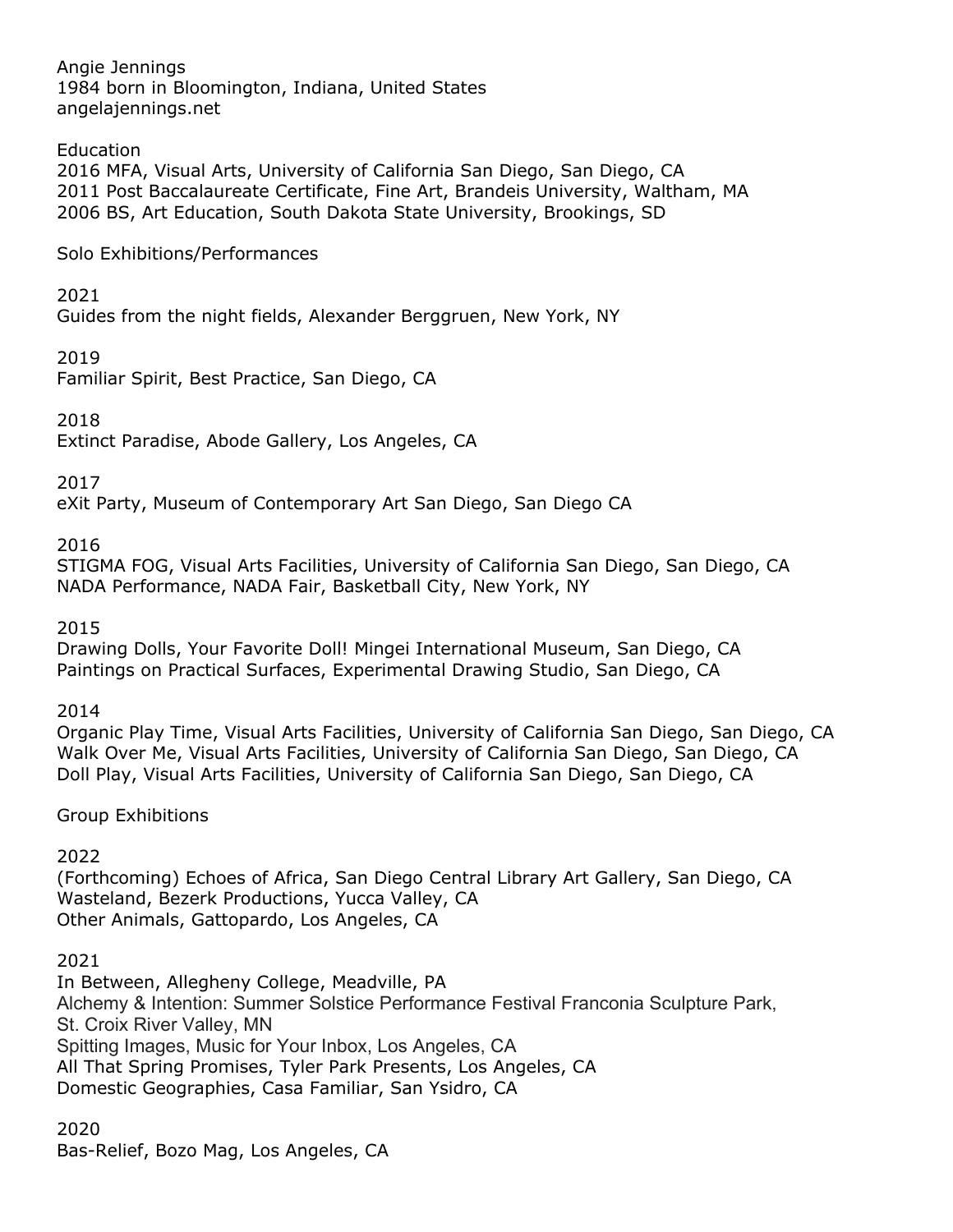Angie Jennings
1984 born in Bloomington, Indiana, United States
angelajennings.net

## Education

2016 MFA, Visual Arts, University of California San Diego, San Diego, CA
2011 Post Baccalaureate Certificate, Fine Art, Brandeis University, Waltham, MA
2006 BS, Art Education, South Dakota State University, Brookings, SD

## Solo Exhibitions/Performances

### 2021
Guides from the night fields, Alexander Berggruen, New York, NY

### 2019
Familiar Spirit, Best Practice, San Diego, CA

### 2018
Extinct Paradise, Abode Gallery, Los Angeles, CA

### 2017
eXit Party, Museum of Contemporary Art San Diego, San Diego CA

### 2016
STIGMA FOG, Visual Arts Facilities, University of California San Diego, San Diego, CA
NADA Performance, NADA Fair, Basketball City, New York, NY

### 2015
Drawing Dolls, Your Favorite Doll! Mingei International Museum, San Diego, CA
Paintings on Practical Surfaces, Experimental Drawing Studio, San Diego, CA

### 2014
Organic Play Time, Visual Arts Facilities, University of California San Diego, San Diego, CA
Walk Over Me, Visual Arts Facilities, University of California San Diego, San Diego, CA
Doll Play, Visual Arts Facilities, University of California San Diego, San Diego, CA

## Group Exhibitions

### 2022
(Forthcoming) Echoes of Africa, San Diego Central Library Art Gallery, San Diego, CA
Wasteland, Bezerk Productions, Yucca Valley, CA
Other Animals, Gattopardo, Los Angeles, CA

### 2021
In Between, Allegheny College, Meadville, PA
Alchemy & Intention: Summer Solstice Performance Festival Franconia Sculpture Park, St. Croix River Valley, MN
Spitting Images, Music for Your Inbox, Los Angeles, CA
All That Spring Promises, Tyler Park Presents, Los Angeles, CA
Domestic Geographies, Casa Familiar, San Ysidro, CA

### 2020
Bas-Relief, Bozo Mag, Los Angeles, CA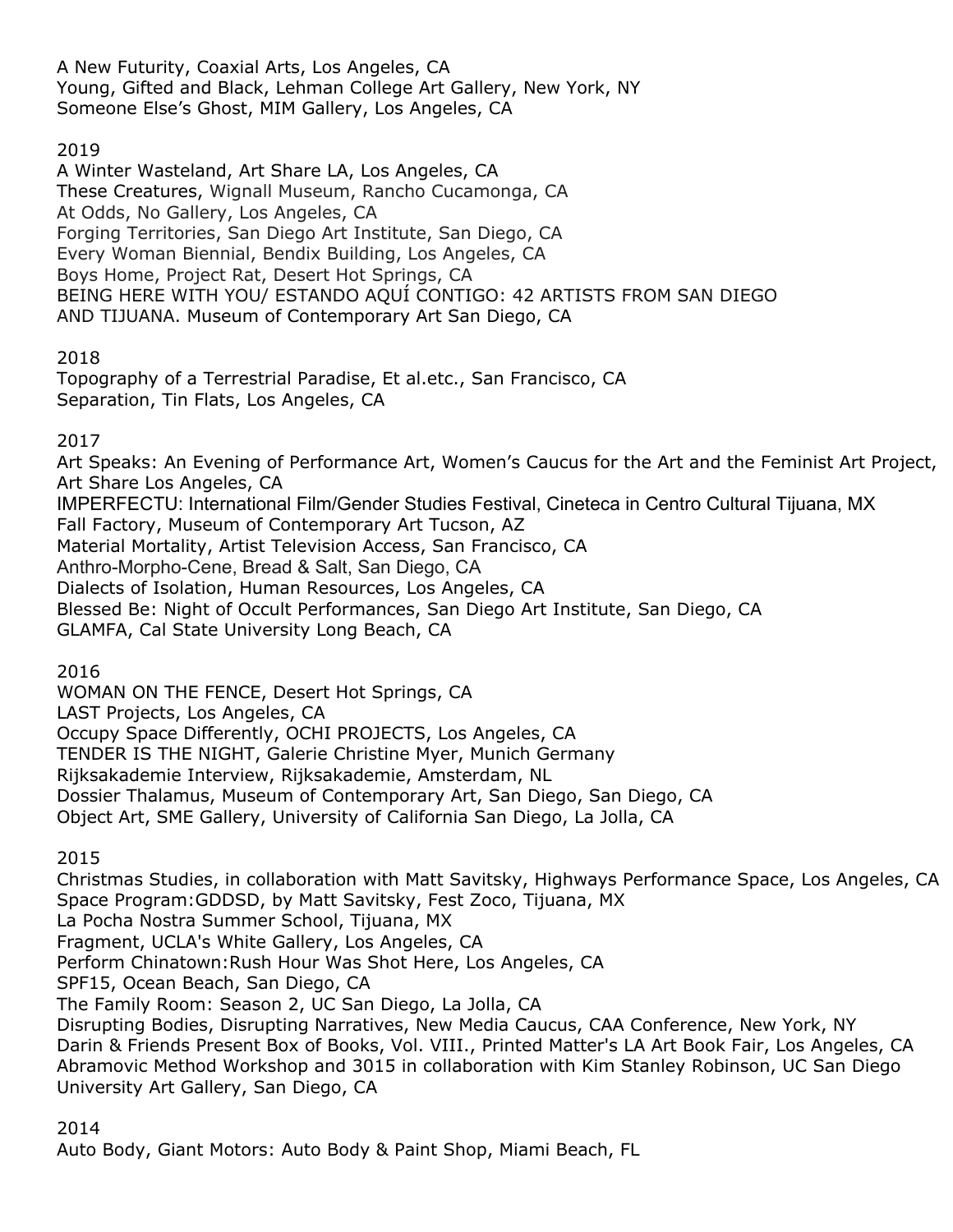A New Futurity, Coaxial Arts, Los Angeles, CA
Young, Gifted and Black, Lehman College Art Gallery, New York, NY
Someone Else's Ghost, MIM Gallery, Los Angeles, CA

2019

A Winter Wasteland, Art Share LA, Los Angeles, CA
These Creatures, Wignall Museum, Rancho Cucamonga, CA
At Odds, No Gallery, Los Angeles, CA
Forging Territories, San Diego Art Institute, San Diego, CA
Every Woman Biennial, Bendix Building, Los Angeles, CA
Boys Home, Project Rat, Desert Hot Springs, CA
BEING HERE WITH YOU/ ESTANDO AQUÍ CONTIGO: 42 ARTISTS FROM SAN DIEGO AND TIJUANA. Museum of Contemporary Art San Diego, CA

2018

Topography of a Terrestrial Paradise, Et al.etc., San Francisco, CA
Separation, Tin Flats, Los Angeles, CA

2017

Art Speaks: An Evening of Performance Art, Women's Caucus for the Art and the Feminist Art Project, Art Share Los Angeles, CA
IMPERFECTU: International Film/Gender Studies Festival, Cineteca in Centro Cultural Tijuana, MX
Fall Factory, Museum of Contemporary Art Tucson, AZ
Material Mortality, Artist Television Access, San Francisco, CA
Anthro-Morpho-Cene, Bread & Salt, San Diego, CA
Dialects of Isolation, Human Resources, Los Angeles, CA
Blessed Be: Night of Occult Performances, San Diego Art Institute, San Diego, CA
GLAMFA, Cal State University Long Beach, CA

2016

WOMAN ON THE FENCE, Desert Hot Springs, CA
LAST Projects, Los Angeles, CA
Occupy Space Differently, OCHI PROJECTS, Los Angeles, CA
TENDER IS THE NIGHT, Galerie Christine Myer, Munich Germany
Rijksakademie Interview, Rijksakademie, Amsterdam, NL
Dossier Thalamus, Museum of Contemporary Art, San Diego, San Diego, CA
Object Art, SME Gallery, University of California San Diego, La Jolla, CA

2015

Christmas Studies, in collaboration with Matt Savitsky, Highways Performance Space, Los Angeles, CA
Space Program:GDDSD, by Matt Savitsky, Fest Zoco, Tijuana, MX
La Pocha Nostra Summer School, Tijuana, MX
Fragment, UCLA's White Gallery, Los Angeles, CA
Perform Chinatown:Rush Hour Was Shot Here, Los Angeles, CA
SPF15, Ocean Beach, San Diego, CA
The Family Room: Season 2, UC San Diego, La Jolla, CA
Disrupting Bodies, Disrupting Narratives, New Media Caucus, CAA Conference, New York, NY
Darin & Friends Present Box of Books, Vol. VIII., Printed Matter's LA Art Book Fair, Los Angeles, CA
Abramovic Method Workshop and 3015 in collaboration with Kim Stanley Robinson, UC San Diego University Art Gallery, San Diego, CA

2014

Auto Body, Giant Motors: Auto Body & Paint Shop, Miami Beach, FL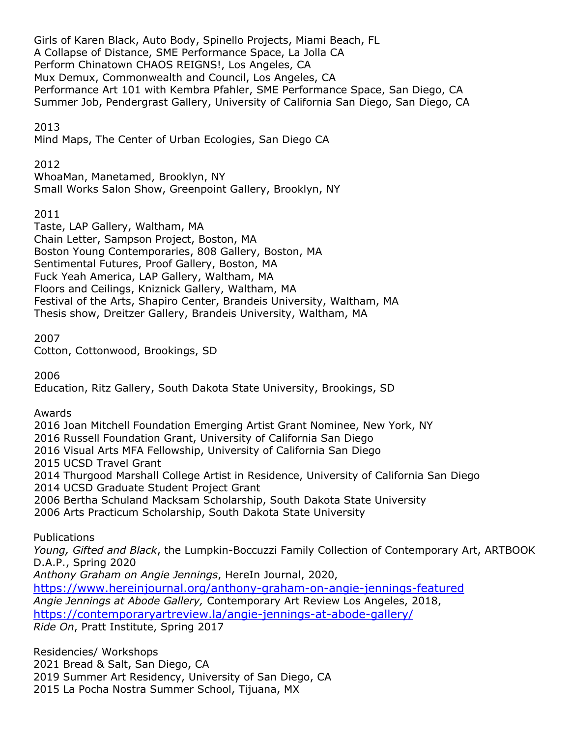Girls of Karen Black, Auto Body, Spinello Projects, Miami Beach, FL
A Collapse of Distance, SME Performance Space, La Jolla CA
Perform Chinatown CHAOS REIGNS!, Los Angeles, CA
Mux Demux, Commonwealth and Council, Los Angeles, CA
Performance Art 101 with Kembra Pfahler, SME Performance Space, San Diego, CA
Summer Job, Pendergrast Gallery, University of California San Diego, San Diego, CA

2013
Mind Maps, The Center of Urban Ecologies, San Diego CA

2012
WhoaMan, Manetamed, Brooklyn, NY
Small Works Salon Show, Greenpoint Gallery, Brooklyn, NY

2011
Taste, LAP Gallery, Waltham, MA
Chain Letter, Sampson Project, Boston, MA
Boston Young Contemporaries, 808 Gallery, Boston, MA
Sentimental Futures, Proof Gallery, Boston, MA
Fuck Yeah America, LAP Gallery, Waltham, MA
Floors and Ceilings, Kniznick Gallery, Waltham, MA
Festival of the Arts, Shapiro Center, Brandeis University, Waltham, MA
Thesis show, Dreitzer Gallery, Brandeis University, Waltham, MA

2007
Cotton, Cottonwood, Brookings, SD

2006
Education, Ritz Gallery, South Dakota State University, Brookings, SD

Awards
2016 Joan Mitchell Foundation Emerging Artist Grant Nominee, New York, NY
2016 Russell Foundation Grant, University of California San Diego
2016 Visual Arts MFA Fellowship, University of California San Diego
2015 UCSD Travel Grant
2014 Thurgood Marshall College Artist in Residence, University of California San Diego
2014 UCSD Graduate Student Project Grant
2006 Bertha Schuland Macksam Scholarship, South Dakota State University
2006 Arts Practicum Scholarship, South Dakota State University

Publications
*Young, Gifted and Black*, the Lumpkin-Boccuzzi Family Collection of Contemporary Art, ARTBOOK D.A.P., Spring 2020
*Anthony Graham on Angie Jennings*, HereIn Journal, 2020, https://www.hereinjournal.org/anthony-graham-on-angie-jennings-featured
*Angie Jennings at Abode Gallery,* Contemporary Art Review Los Angeles, 2018, https://contemporaryartreview.la/angie-jennings-at-abode-gallery/
*Ride On*, Pratt Institute, Spring 2017

Residencies/ Workshops
2021 Bread & Salt, San Diego, CA
2019 Summer Art Residency, University of San Diego, CA
2015 La Pocha Nostra Summer School, Tijuana, MX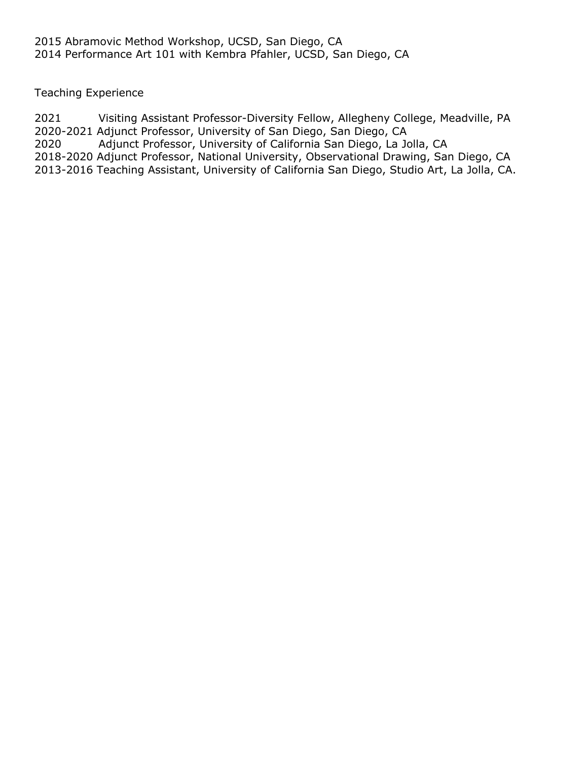2015 Abramovic Method Workshop, UCSD, San Diego, CA
2014 Performance Art 101 with Kembra Pfahler, UCSD, San Diego, CA

## Teaching Experience

2021 Visiting Assistant Professor-Diversity Fellow, Allegheny College, Meadville, PA
2020-2021 Adjunct Professor, University of San Diego, San Diego, CA
2020 Adjunct Professor, University of California San Diego, La Jolla, CA
2018-2020 Adjunct Professor, National University, Observational Drawing, San Diego, CA
2013-2016 Teaching Assistant, University of California San Diego, Studio Art, La Jolla, CA.